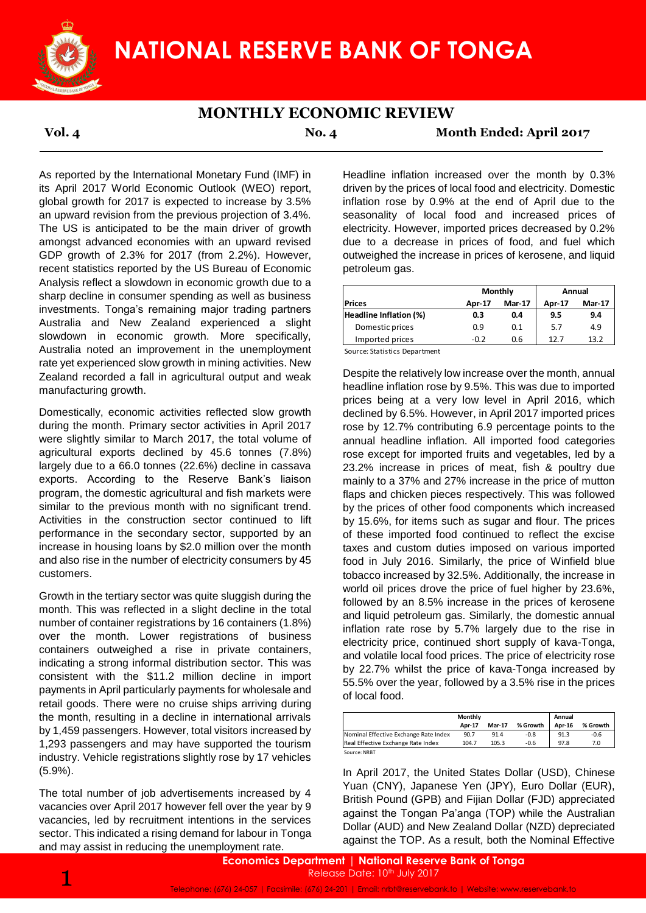# NATIONAL RESERVE BANK OF TONGA

## MONTHLY ECONOMIC REVIEW

**Vol. 4** **No. 4** **Month Ended: April 2017**

As reported by the International Monetary Fund (IMF) in its April 2017 World Economic Outlook (WEO) report, global growth for 2017 is expected to increase by 3.5% an upward revision from the previous projection of 3.4%. The US is anticipated to be the main driver of growth amongst advanced economies with an upward revised GDP growth of 2.3% for 2017 (from 2.2%). However, recent statistics reported by the US Bureau of Economic Analysis reflect a slowdown in economic growth due to a sharp decline in consumer spending as well as business investments. Tonga's remaining major trading partners Australia and New Zealand experienced a slight slowdown in economic growth. More specifically, Australia noted an improvement in the unemployment rate yet experienced slow growth in mining activities. New Zealand recorded a fall in agricultural output and weak manufacturing growth.

Domestically, economic activities reflected slow growth during the month. Primary sector activities in April 2017 were slightly similar to March 2017, the total volume of agricultural exports declined by 45.6 tonnes (7.8%) largely due to a 66.0 tonnes (22.6%) decline in cassava exports. According to the Reserve Bank's liaison program, the domestic agricultural and fish markets were similar to the previous month with no significant trend. Activities in the construction sector continued to lift performance in the secondary sector, supported by an increase in housing loans by $2.0 million over the month and also rise in the number of electricity consumers by 45 customers.

Growth in the tertiary sector was quite sluggish during the month. This was reflected in a slight decline in the total number of container registrations by 16 containers (1.8%) over the month. Lower registrations of business containers outweighed a rise in private containers, indicating a strong informal distribution sector. This was consistent with the $11.2 million decline in import payments in April particularly payments for wholesale and retail goods. There were no cruise ships arriving during the month, resulting in a decline in international arrivals by 1,459 passengers. However, total visitors increased by 1,293 passengers and may have supported the tourism industry. Vehicle registrations slightly rose by 17 vehicles (5.9%).

The total number of job advertisements increased by 4 vacancies over April 2017 however fell over the year by 9 vacancies, led by recruitment intentions in the services sector. This indicated a rising demand for labour in Tonga and may assist in reducing the unemployment rate.

Headline inflation increased over the month by 0.3% driven by the prices of local food and electricity. Domestic inflation rose by 0.9% at the end of April due to the seasonality of local food and increased prices of electricity. However, imported prices decreased by 0.2% due to a decrease in prices of food, and fuel which outweighed the increase in prices of kerosene, and liquid petroleum gas.

| | Monthly | | Annual | |
|---|---|---|---|---|
| **Prices** | **Apr-17** | **Mar-17** | **Apr-17** | **Mar-17** |
| **Headline Inflation (%)** | **0.3** | **0.4** | **9.5** | **9.4** |
| Domestic prices | 0.9 | 0.1 | 5.7 | 4.9 |
| Imported prices | -0.2 | 0.6 | 12.7 | 13.2 |

Source: Statistics Department

Despite the relatively low increase over the month, annual headline inflation rose by 9.5%. This was due to imported prices being at a very low level in April 2016, which declined by 6.5%. However, in April 2017 imported prices rose by 12.7% contributing 6.9 percentage points to the annual headline inflation. All imported food categories rose except for imported fruits and vegetables, led by a 23.2% increase in prices of meat, fish & poultry due mainly to a 37% and 27% increase in the price of mutton flaps and chicken pieces respectively. This was followed by the prices of other food components which increased by 15.6%, for items such as sugar and flour. The prices of these imported food continued to reflect the excise taxes and custom duties imposed on various imported food in July 2016. Similarly, the price of Winfield blue tobacco increased by 32.5%. Additionally, the increase in world oil prices drove the price of fuel higher by 23.6%, followed by an 8.5% increase in the prices of kerosene and liquid petroleum gas. Similarly, the domestic annual inflation rate rose by 5.7% largely due to the rise in electricity price, continued short supply of kava-Tonga, and volatile local food prices. The price of electricity rose by 22.7% whilst the price of kava-Tonga increased by 55.5% over the year, followed by a 3.5% rise in the prices of local food.

| | Monthly | | | Annual | |
|---|---|---|---|---|---|
| | Apr-17 | Mar-17 | % Growth | Apr-16 | % Growth |
| Nominal Effective Exchange Rate Index | 90.7 | 91.4 | -0.8 | 91.3 | -0.6 |
| Real Effective Exchange Rate Index | 104.7 | 105.3 | -0.6 | 97.8 | 7.0 |

Source: NRBT

In April 2017, the United States Dollar (USD), Chinese Yuan (CNY), Japanese Yen (JPY), Euro Dollar (EUR), British Pound (GPB) and Fijian Dollar (FJD) appreciated against the Tongan Pa'anga (TOP) while the Australian Dollar (AUD) and New Zealand Dollar (NZD) depreciated against the TOP. As a result, both the Nominal Effective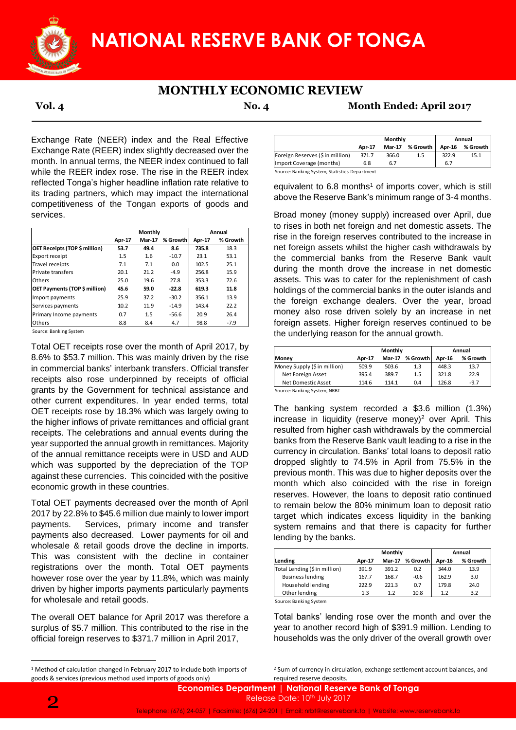Exchange Rate (NEER) index and the Real Effective Exchange Rate (REER) index slightly decreased over the month. In annual terms, the NEER index continued to fall while the REER index rose. The rise in the REER index reflected Tonga's higher headline inflation rate relative to its trading partners, which may impact the international competitiveness of the Tongan exports of goods and services.

| | Monthly | | | Annual | |
|---|---|---|---|---|---|
| | Apr-17 | Mar-17 | % Growth | Apr-17 | % Growth |
| **OET Receipts (TOP $ million)** | **53.7** | **49.4** | **8.6** | **735.8** | **18.3** |
| Export receipt | 1.5 | 1.6 | -10.7 | 23.1 | 53.1 |
| Travel receipts | 7.1 | 7.1 | 0.0 | 102.5 | 25.1 |
| Private transfers | 20.1 | 21.2 | -4.9 | 256.8 | 15.9 |
| Others | 25.0 | 19.6 | 27.8 | 353.3 | 72.6 |
| **OET Payments (TOP $ million)** | **45.6** | **59.0** | **-22.8** | **619.3** | **11.8** |
| Import payments | 25.9 | 37.2 | -30.2 | 356.1 | 13.9 |
| Services payments | 10.2 | 11.9 | -14.9 | 143.4 | 22.2 |
| Primary Income payments | 0.7 | 1.5 | -56.6 | 20.9 | 26.4 |
| Others | 8.8 | 8.4 | 4.7 | 98.8 | -7.9 |

Source: Banking System

Total OET receipts rose over the month of April 2017, by 8.6% to $53.7 million. This was mainly driven by the rise in commercial banks' interbank transfers. Official transfer receipts also rose underpinned by receipts of official grants by the Government for technical assistance and other current expenditures. In year ended terms, total OET receipts rose by 18.3% which was largely owing to the higher inflows of private remittances and official grant receipts. The celebrations and annual events during the year supported the annual growth in remittances. Majority of the annual remittance receipts were in USD and AUD which was supported by the depreciation of the TOP against these currencies. This coincided with the positive economic growth in these countries.

Total OET payments decreased over the month of April 2017 by 22.8% to $45.6 million due mainly to lower import payments. Services, primary income and transfer payments also decreased. Lower payments for oil and wholesale & retail goods drove the decline in imports. This was consistent with the decline in container registrations over the month. Total OET payments however rose over the year by 11.8%, which was mainly driven by higher imports payments particularly payments for wholesale and retail goods.

The overall OET balance for April 2017 was therefore a surplus of $5.7 million. This contributed to the rise in the official foreign reserves to $371.7 million in April 2017,

| | Monthly | | | Annual | |
|---|---|---|---|---|---|
| | Apr-17 | Mar-17 | % Growth | Apr-16 | % Growth |
| Foreign Reserves ($ in million) | 371.7 | 366.0 | 1.5 | 322.9 | 15.1 |
| Import Coverage (months) | 6.8 | 6.7 | | 6.7 | |

Source: Banking System, Statistics Department

equivalent to 6.8 months[1] of imports cover, which is still above the Reserve Bank's minimum range of 3-4 months.

Broad money (money supply) increased over April, due to rises in both net foreign and net domestic assets. The rise in the foreign reserves contributed to the increase in net foreign assets whilst the higher cash withdrawals by the commercial banks from the Reserve Bank vault during the month drove the increase in net domestic assets. This was to cater for the replenishment of cash holdings of the commercial banks in the outer islands and the foreign exchange dealers. Over the year, broad money also rose driven solely by an increase in net foreign assets. Higher foreign reserves continued to be the underlying reason for the annual growth.

| | Monthly | | | Annual | |
|---|---|---|---|---|---|
| **Money** | Apr-17 | Mar-17 | % Growth | Apr-16 | % Growth |
| Money Supply ($ in million) | 509.9 | 503.6 | 1.3 | 448.3 | 13.7 |
| Net Foreign Asset | 395.4 | 389.7 | 1.5 | 321.8 | 22.9 |
| Net Domestic Asset | 114.6 | 114.1 | 0.4 | 126.8 | -9.7 |

Source: Banking System, NRBT

The banking system recorded a $3.6 million (1.3%) increase in liquidity (reserve money)[2] over April. This resulted from higher cash withdrawals by the commercial banks from the Reserve Bank vault leading to a rise in the currency in circulation. Banks' total loans to deposit ratio dropped slightly to 74.5% in April from 75.5% in the previous month. This was due to higher deposits over the month which also coincided with the rise in foreign reserves. However, the loans to deposit ratio continued to remain below the 80% minimum loan to deposit ratio target which indicates excess liquidity in the banking system remains and that there is capacity for further lending by the banks.

| | Monthly | | | Annual | |
|---|---|---|---|---|---|
| **Lending** | Apr-17 | Mar-17 | % Growth | Apr-16 | % Growth |
| Total Lending ($ in million) | 391.9 | 391.2 | 0.2 | 344.0 | 13.9 |
| Business lending | 167.7 | 168.7 | -0.6 | 162.9 | 3.0 |
| Household lending | 222.9 | 221.3 | 0.7 | 179.8 | 24.0 |
| Other lending | 1.3 | 1.2 | 10.8 | 1.2 | 3.2 |

Source: Banking System

Total banks' lending rose over the month and over the year to another record high of $391.9 million. Lending to households was the only driver of the overall growth over

---

[1] Method of calculation changed in February 2017 to include both imports of goods & services (previous method used imports of goods only)

[2] Sum of currency in circulation, exchange settlement account balances, and required reserve deposits.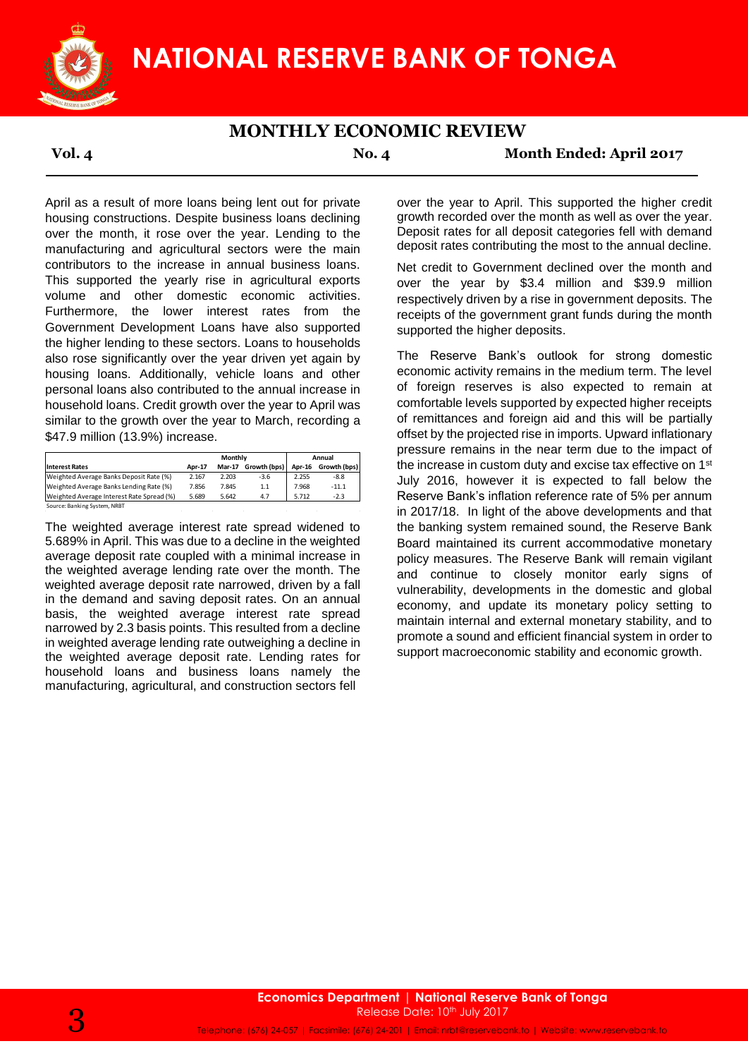April as a result of more loans being lent out for private housing constructions. Despite business loans declining over the month, it rose over the year. Lending to the manufacturing and agricultural sectors were the main contributors to the increase in annual business loans. This supported the yearly rise in agricultural exports volume and other domestic economic activities. Furthermore, the lower interest rates from the Government Development Loans have also supported the higher lending to these sectors. Loans to households also rose significantly over the year driven yet again by housing loans. Additionally, vehicle loans and other personal loans also contributed to the annual increase in household loans. Credit growth over the year to April was similar to the growth over the year to March, recording a \$47.9 million (13.9%) increase.

| Interest Rates | Monthly | | | Annual | |
|---|---|---|---|---|---|
| | Apr-17 | Mar-17 | Growth (bps) | Apr-16 | Growth (bps) |
| Weighted Average Banks Deposit Rate (%) | 2.167 | 2.203 | -3.6 | 2.255 | -8.8 |
| Weighted Average Banks Lending Rate (%) | 7.856 | 7.845 | 1.1 | 7.968 | -11.1 |
| Weighted Average Interest Rate Spread (%) | 5.689 | 5.642 | 4.7 | 5.712 | -2.3 |

Source: Banking System, NRBT

The weighted average interest rate spread widened to 5.689% in April. This was due to a decline in the weighted average deposit rate coupled with a minimal increase in the weighted average lending rate over the month. The weighted average deposit rate narrowed, driven by a fall in the demand and saving deposit rates. On an annual basis, the weighted average interest rate spread narrowed by 2.3 basis points. This resulted from a decline in weighted average lending rate outweighing a decline in the weighted average deposit rate. Lending rates for household loans and business loans namely the manufacturing, agricultural, and construction sectors fell over the year to April. This supported the higher credit growth recorded over the month as well as over the year. Deposit rates for all deposit categories fell with demand deposit rates contributing the most to the annual decline.

Net credit to Government declined over the month and over the year by \$3.4 million and \$39.9 million respectively driven by a rise in government deposits. The receipts of the government grant funds during the month supported the higher deposits.

The Reserve Bank's outlook for strong domestic economic activity remains in the medium term. The level of foreign reserves is also expected to remain at comfortable levels supported by expected higher receipts of remittances and foreign aid and this will be partially offset by the projected rise in imports. Upward inflationary pressure remains in the near term due to the impact of the increase in custom duty and excise tax effective on 1st July 2016, however it is expected to fall below the Reserve Bank's inflation reference rate of 5% per annum in 2017/18. In light of the above developments and that the banking system remained sound, the Reserve Bank Board maintained its current accommodative monetary policy measures. The Reserve Bank will remain vigilant and continue to closely monitor early signs of vulnerability, developments in the domestic and global economy, and update its monetary policy setting to maintain internal and external monetary stability, and to promote a sound and efficient financial system in order to support macroeconomic stability and economic growth.